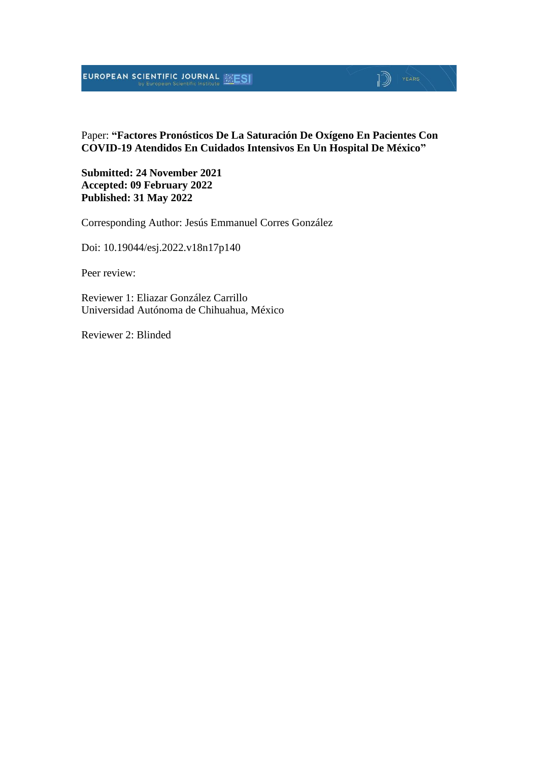Paper: **"Factores Pronósticos De La Saturación De Oxígeno En Pacientes Con COVID-19 Atendidos En Cuidados Intensivos En Un Hospital De México"**

**Submitted: 24 November 2021**
**Accepted: 09 February 2022**
**Published: 31 May 2022**

Corresponding Author: Jesús Emmanuel Corres González

Doi: 10.19044/esj.2022.v18n17p140

Peer review:

Reviewer 1: Eliazar González Carrillo
Universidad Autónoma de Chihuahua, México

Reviewer 2: Blinded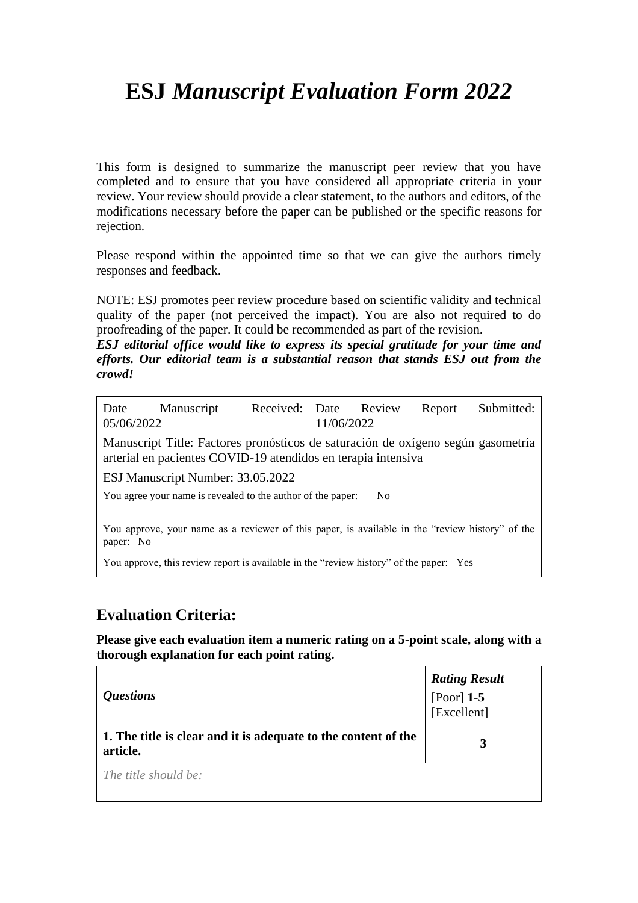# ESJ *Manuscript Evaluation Form 2022*

This form is designed to summarize the manuscript peer review that you have completed and to ensure that you have considered all appropriate criteria in your review. Your review should provide a clear statement, to the authors and editors, of the modifications necessary before the paper can be published or the specific reasons for rejection.

Please respond within the appointed time so that we can give the authors timely responses and feedback.

NOTE: ESJ promotes peer review procedure based on scientific validity and technical quality of the paper (not perceived the impact). You are also not required to do proofreading of the paper. It could be recommended as part of the revision.
***ESJ editorial office would like to express its special gratitude for your time and efforts. Our editorial team is a substantial reason that stands ESJ out from the crowd!***

| Date Manuscript Received: 05/06/2022 | Date Review Report Submitted: 11/06/2022 |
|---|---|
| Manuscript Title: Factores pronósticos de saturación de oxígeno según gasometría arterial en pacientes COVID-19 atendidos en terapia intensiva | |
| ESJ Manuscript Number: 33.05.2022 | |
| You agree your name is revealed to the author of the paper: No | |
| You approve, your name as a reviewer of this paper, is available in the "review history" of the paper: No<br>You approve, this review report is available in the "review history" of the paper: Yes | |

## Evaluation Criteria:

**Please give each evaluation item a numeric rating on a 5-point scale, along with a thorough explanation for each point rating.**

| *Questions* | ***Rating Result*** [Poor] **1-5** [Excellent] |
|---|---|
| **1. The title is clear and it is adequate to the content of the article.** | **3** |
| *The title should be:* | |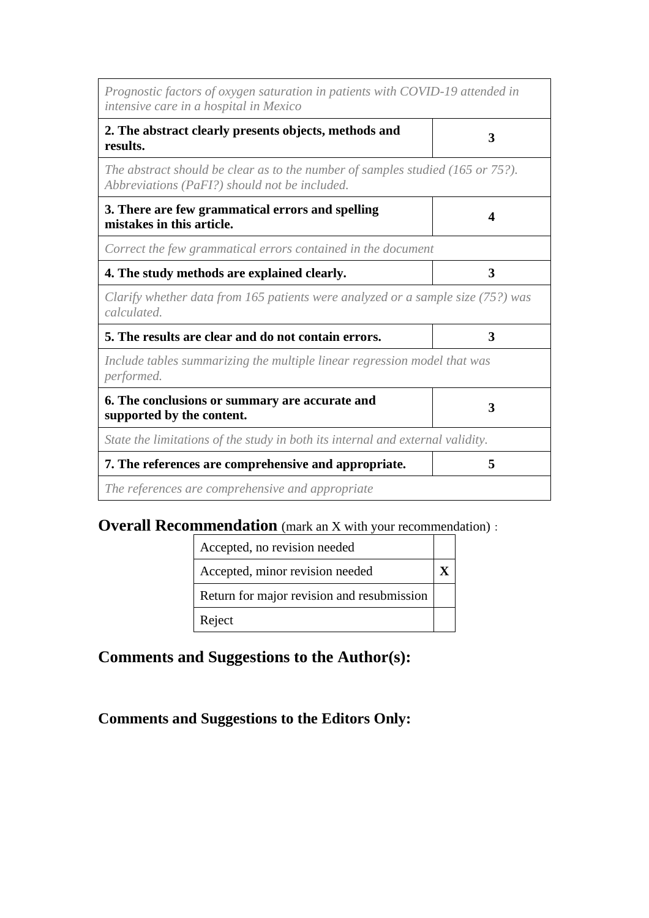| *Prognostic factors of oxygen saturation in patients with COVID-19 attended in intensive care in a hospital in Mexico* | |
|---|---|
| **2. The abstract clearly presents objects, methods and results.** | **3** |
| *The abstract should be clear as to the number of samples studied (165 or 75?). Abbreviations (PaFI?) should not be included.* | |
| **3. There are few grammatical errors and spelling mistakes in this article.** | **4** |
| *Correct the few grammatical errors contained in the document* | |
| **4. The study methods are explained clearly.** | **3** |
| *Clarify whether data from 165 patients were analyzed or a sample size (75?) was calculated.* | |
| **5. The results are clear and do not contain errors.** | **3** |
| *Include tables summarizing the multiple linear regression model that was performed.* | |
| **6. The conclusions or summary are accurate and supported by the content.** | **3** |
| *State the limitations of the study in both its internal and external validity.* | |
| **7. The references are comprehensive and appropriate.** | **5** |
| *The references are comprehensive and appropriate* | |

**Overall Recommendation** (mark an X with your recommendation) :

| Recommendation | |
|---|---|
| Accepted, no revision needed | |
| Accepted, minor revision needed | **X** |
| Return for major revision and resubmission | |
| Reject | |

## Comments and Suggestions to the Author(s):

## Comments and Suggestions to the Editors Only: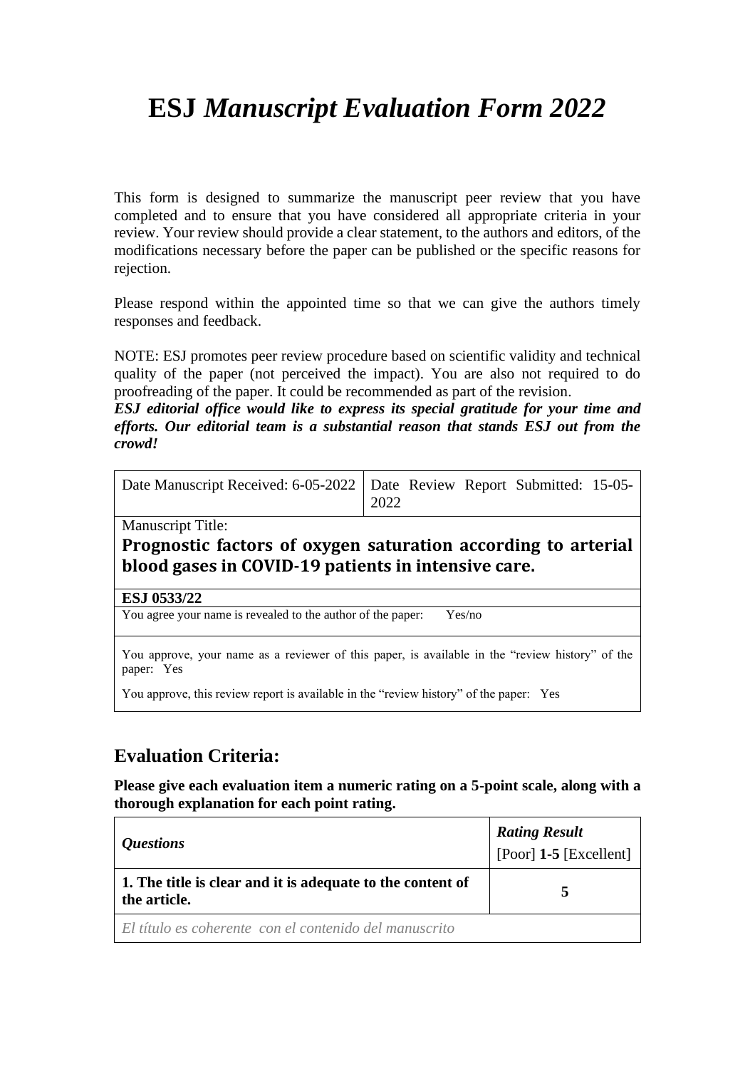# ESJ *Manuscript Evaluation Form 2022*

This form is designed to summarize the manuscript peer review that you have completed and to ensure that you have considered all appropriate criteria in your review. Your review should provide a clear statement, to the authors and editors, of the modifications necessary before the paper can be published or the specific reasons for rejection.

Please respond within the appointed time so that we can give the authors timely responses and feedback.

NOTE: ESJ promotes peer review procedure based on scientific validity and technical quality of the paper (not perceived the impact). You are also not required to do proofreading of the paper. It could be recommended as part of the revision.
***ESJ editorial office would like to express its special gratitude for your time and efforts. Our editorial team is a substantial reason that stands ESJ out from the crowd!***

| Date Manuscript Received: 6-05-2022 | Date Review Report Submitted: 15-05-2022 |
|---|---|
| Manuscript Title: **Prognostic factors of oxygen saturation according to arterial blood gases in COVID-19 patients in intensive care.** | |
| **ESJ 0533/22** | |
| You agree your name is revealed to the author of the paper: Yes/no | |
| You approve, your name as a reviewer of this paper, is available in the "review history" of the paper: Yes<br>You approve, this review report is available in the "review history" of the paper: Yes | |

## Evaluation Criteria:

**Please give each evaluation item a numeric rating on a 5-point scale, along with a thorough explanation for each point rating.**

| *Questions* | *Rating Result* [Poor] **1-5** [Excellent] |
|---|---|
| **1. The title is clear and it is adequate to the content of the article.** | **5** |
| *El título es coherente con el contenido del manuscrito* | |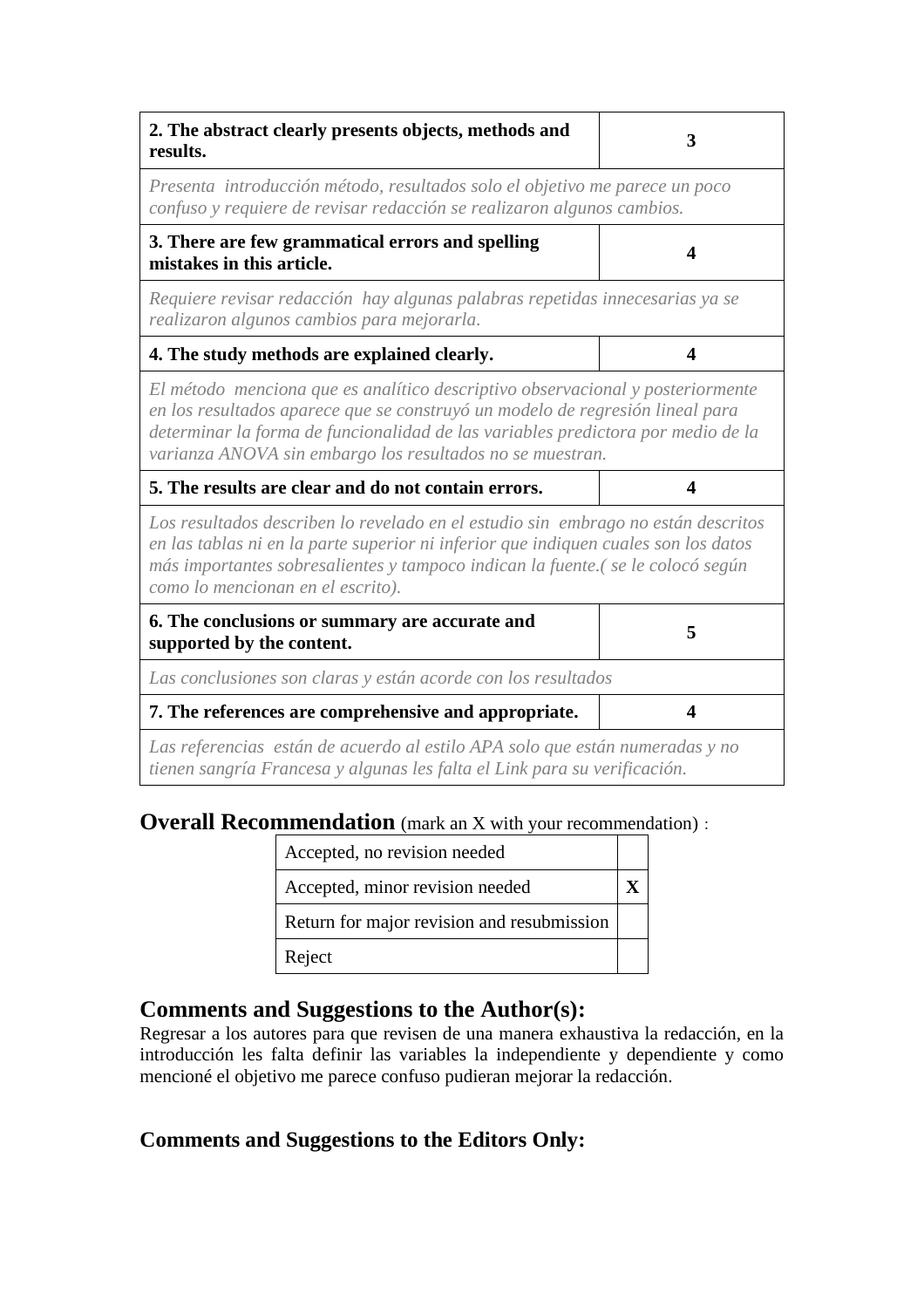| | |
|---|---|
| **2. The abstract clearly presents objects, methods and results.** | **3** |
| *Presenta introducción método, resultados solo el objetivo me parece un poco confuso y requiere de revisar redacción se realizaron algunos cambios.* | |
| **3. There are few grammatical errors and spelling mistakes in this article.** | **4** |
| *Requiere revisar redacción hay algunas palabras repetidas innecesarias ya se realizaron algunos cambios para mejorarla.* | |
| **4. The study methods are explained clearly.** | **4** |
| *El método menciona que es analítico descriptivo observacional y posteriormente en los resultados aparece que se construyó un modelo de regresión lineal para determinar la forma de funcionalidad de las variables predictora por medio de la varianza ANOVA sin embargo los resultados no se muestran.* | |
| **5. The results are clear and do not contain errors.** | **4** |
| *Los resultados describen lo revelado en el estudio sin embrago no están descritos en las tablas ni en la parte superior ni inferior que indiquen cuales son los datos más importantes sobresalientes y tampoco indican la fuente.( se le colocó según como lo mencionan en el escrito).* | |
| **6. The conclusions or summary are accurate and supported by the content.** | **5** |
| *Las conclusiones son claras y están acorde con los resultados* | |
| **7. The references are comprehensive and appropriate.** | **4** |
| *Las referencias están de acuerdo al estilo APA solo que están numeradas y no tienen sangría Francesa y algunas les falta el Link para su verificación.* | |

## Overall Recommendation (mark an X with your recommendation) :

| | |
|---|---|
| Accepted, no revision needed | |
| Accepted, minor revision needed | **X** |
| Return for major revision and resubmission | |
| Reject | |

## Comments and Suggestions to the Author(s):

Regresar a los autores para que revisen de una manera exhaustiva la redacción, en la introducción les falta definir las variables la independiente y dependiente y como mencioné el objetivo me parece confuso pudieran mejorar la redacción.

## Comments and Suggestions to the Editors Only: